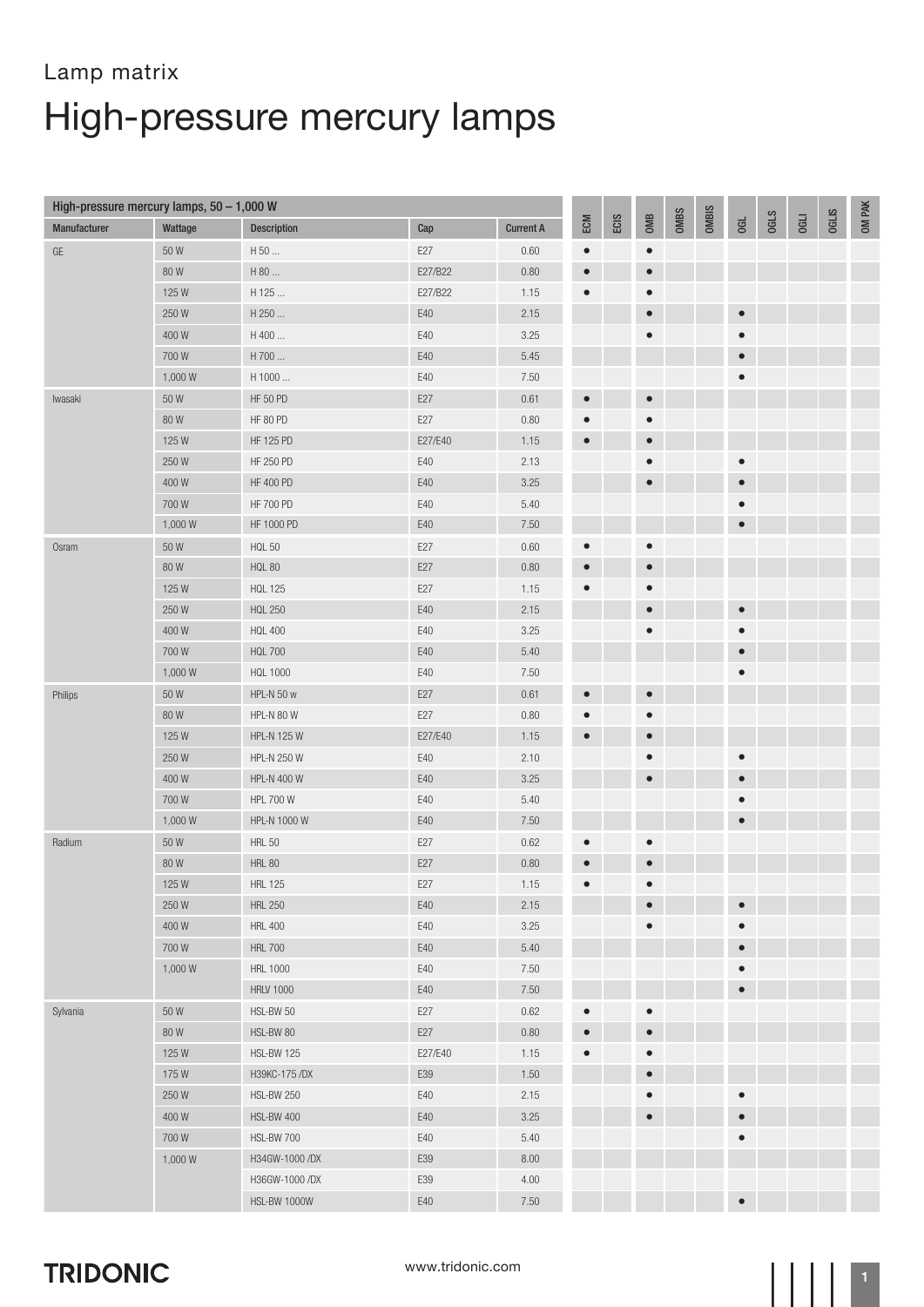Lamp matrix

# High-pressure mercury lamps

| High-pressure mercury lamps, 50 – 1,000 W | | | | | | | | | | | | | | |
|---|---|---|---|---|---|---|---|---|---|---|---|---|---|---|
| Manufacturer | Wattage | Description | Cap | Current A | ECM | ECIS | OMB | OMBS | OMBIS | OGL | OGLS | OGLI | OGLIS | OM PAK |
| GE | 50 W | H 50 ... | E27 | 0.60 | ● | | ● | | | | | | | |
| | 80 W | H 80 ... | E27/B22 | 0.80 | ● | | ● | | | | | | | |
| | 125 W | H 125 ... | E27/B22 | 1.15 | ● | | ● | | | | | | | |
| | 250 W | H 250 ... | E40 | 2.15 | | | ● | | | ● | | | | |
| | 400 W | H 400 ... | E40 | 3.25 | | | ● | | | ● | | | | |
| | 700 W | H 700 ... | E40 | 5.45 | | | | | | ● | | | | |
| | 1,000 W | H 1000 ... | E40 | 7.50 | | | | | | ● | | | | |
| Iwasaki | 50 W | HF 50 PD | E27 | 0.61 | ● | | ● | | | | | | | |
| | 80 W | HF 80 PD | E27 | 0.80 | ● | | ● | | | | | | | |
| | 125 W | HF 125 PD | E27/E40 | 1.15 | ● | | ● | | | | | | | |
| | 250 W | HF 250 PD | E40 | 2.13 | | | ● | | | ● | | | | |
| | 400 W | HF 400 PD | E40 | 3.25 | | | ● | | | ● | | | | |
| | 700 W | HF 700 PD | E40 | 5.40 | | | | | | ● | | | | |
| | 1,000 W | HF 1000 PD | E40 | 7.50 | | | | | | ● | | | | |
| Osram | 50 W | HQL 50 | E27 | 0.60 | ● | | ● | | | | | | | |
| | 80 W | HQL 80 | E27 | 0.80 | ● | | ● | | | | | | | |
| | 125 W | HQL 125 | E27 | 1.15 | ● | | ● | | | | | | | |
| | 250 W | HQL 250 | E40 | 2.15 | | | ● | | | ● | | | | |
| | 400 W | HQL 400 | E40 | 3.25 | | | ● | | | ● | | | | |
| | 700 W | HQL 700 | E40 | 5.40 | | | | | | ● | | | | |
| | 1,000 W | HQL 1000 | E40 | 7.50 | | | | | | ● | | | | |
| Philips | 50 W | HPL-N 50 w | E27 | 0.61 | ● | | ● | | | | | | | |
| | 80 W | HPL-N 80 W | E27 | 0.80 | ● | | ● | | | | | | | |
| | 125 W | HPL-N 125 W | E27/E40 | 1.15 | ● | | ● | | | | | | | |
| | 250 W | HPL-N 250 W | E40 | 2.10 | | | ● | | | ● | | | | |
| | 400 W | HPL-N 400 W | E40 | 3.25 | | | ● | | | ● | | | | |
| | 700 W | HPL 700 W | E40 | 5.40 | | | | | | ● | | | | |
| | 1,000 W | HPL-N 1000 W | E40 | 7.50 | | | | | | ● | | | | |
| Radium | 50 W | HRL 50 | E27 | 0.62 | ● | | ● | | | | | | | |
| | 80 W | HRL 80 | E27 | 0.80 | ● | | ● | | | | | | | |
| | 125 W | HRL 125 | E27 | 1.15 | ● | | ● | | | | | | | |
| | 250 W | HRL 250 | E40 | 2.15 | | | ● | | | ● | | | | |
| | 400 W | HRL 400 | E40 | 3.25 | | | ● | | | ● | | | | |
| | 700 W | HRL 700 | E40 | 5.40 | | | | | | ● | | | | |
| | 1,000 W | HRL 1000 | E40 | 7.50 | | | | | | ● | | | | |
| | | HRLV 1000 | E40 | 7.50 | | | | | | ● | | | | |
| Sylvania | 50 W | HSL-BW 50 | E27 | 0.62 | ● | | ● | | | | | | | |
| | 80 W | HSL-BW 80 | E27 | 0.80 | ● | | ● | | | | | | | |
| | 125 W | HSL-BW 125 | E27/E40 | 1.15 | ● | | ● | | | | | | | |
| | 175 W | H39KC-175 /DX | E39 | 1.50 | | | ● | | | | | | | |
| | 250 W | HSL-BW 250 | E40 | 2.15 | | | ● | | | ● | | | | |
| | 400 W | HSL-BW 400 | E40 | 3.25 | | | ● | | | ● | | | | |
| | 700 W | HSL-BW 700 | E40 | 5.40 | | | | | | ● | | | | |
| | 1,000 W | H34GW-1000 /DX | E39 | 8.00 | | | | | | | | | | |
| | | H36GW-1000 /DX | E39 | 4.00 | | | | | | | | | | |
| | | HSL-BW 1000W | E40 | 7.50 | | | | | | ● | | | | |

TRIDONIC

www.tridonic.com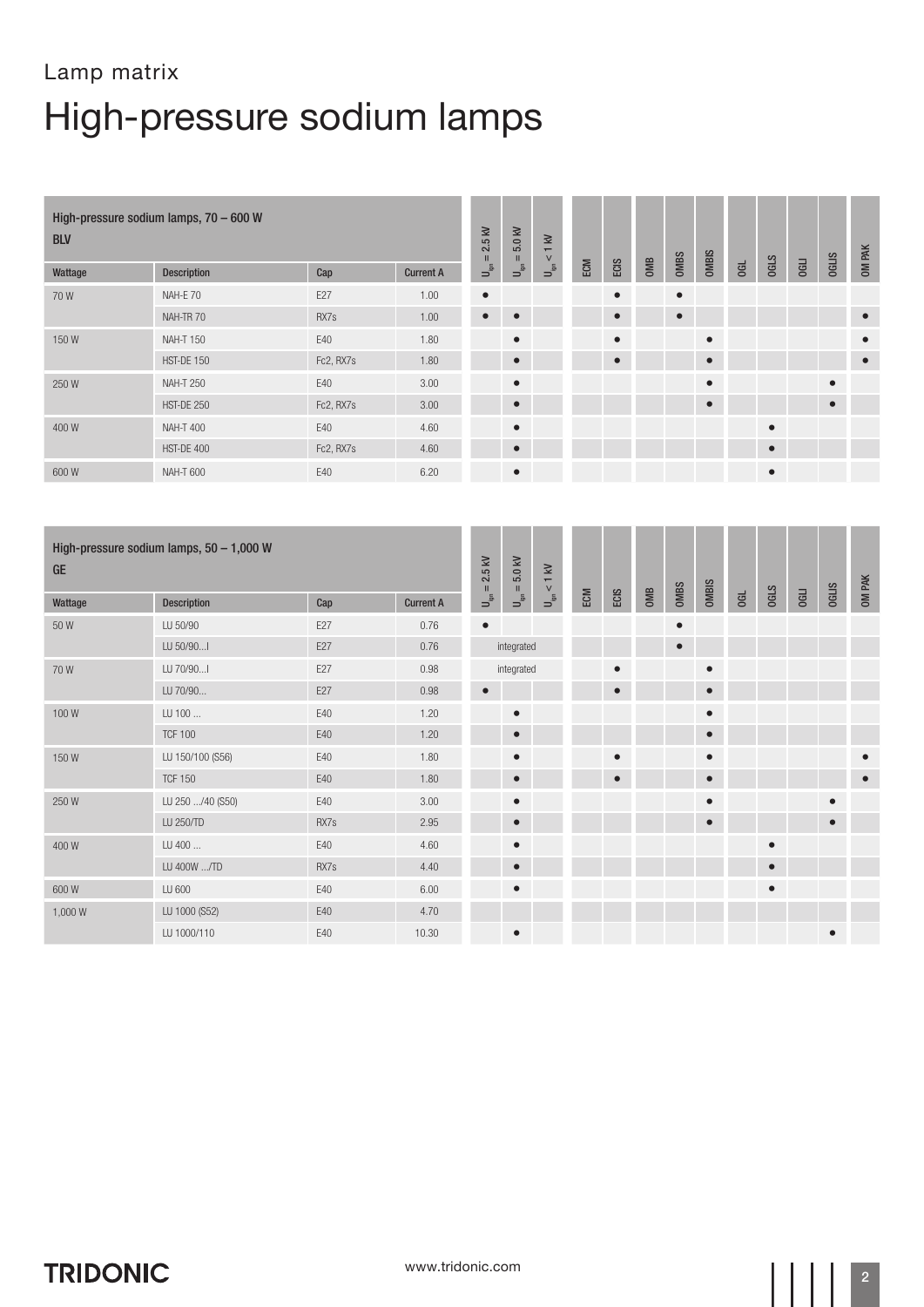Lamp matrix

# High-pressure sodium lamps

| High-pressure sodium lamps, 70 – 600 W BLV | | | | | | | | | | | | | | | | |
|---|---|---|---|---|---|---|---|---|---|---|---|---|---|---|---|---|
| Wattage | Description | Cap | Current A | $U_{ign}$ = 2.5 kV | $U_{ign}$ = 5.0 kV | $U_{ign}$ < 1 kV | ECM | ECIS | OMB | OMBS | OMBIS | OGL | OGLS | OGLI | OGLIS | OM PAK |
| 70 W | NAH-E 70 | E27 | 1.00 | ● | | | | ● | | ● | | | | | | |
| | NAH-TR 70 | RX7s | 1.00 | ● | ● | | | ● | | ● | | | | | | ● |
| 150 W | NAH-T 150 | E40 | 1.80 | | ● | | | ● | | | ● | | | | | ● |
| | HST-DE 150 | Fc2, RX7s | 1.80 | | ● | | | ● | | | ● | | | | | ● |
| 250 W | NAH-T 250 | E40 | 3.00 | | ● | | | | | | ● | | | | ● | |
| | HST-DE 250 | Fc2, RX7s | 3.00 | | ● | | | | | | ● | | | | ● | |
| 400 W | NAH-T 400 | E40 | 4.60 | | ● | | | | | | | | ● | | | |
| | HST-DE 400 | Fc2, RX7s | 4.60 | | ● | | | | | | | | ● | | | |
| 600 W | NAH-T 600 | E40 | 6.20 | | ● | | | | | | | | ● | | | |

| High-pressure sodium lamps, 50 – 1,000 W GE | | | | | | | | | | | | | | | | |
|---|---|---|---|---|---|---|---|---|---|---|---|---|---|---|---|---|
| Wattage | Description | Cap | Current A | $U_{ign}$ = 2.5 kV | $U_{ign}$ = 5.0 kV | $U_{ign}$ < 1 kV | ECM | ECIS | OMB | OMBS | OMBIS | OGL | OGLS | OGLI | OGLIS | OM PAK |
| 50 W | LU 50/90 | E27 | 0.76 | ● | | | | | | ● | | | | | | |
| | LU 50/90...I | E27 | 0.76 | | integrated | | | | | ● | | | | | | |
| 70 W | LU 70/90...I | E27 | 0.98 | | integrated | | | ● | | | ● | | | | | |
| | LU 70/90... | E27 | 0.98 | ● | | | | ● | | | ● | | | | | |
| 100 W | LU 100 ... | E40 | 1.20 | | ● | | | | | | ● | | | | | |
| | TCF 100 | E40 | 1.20 | | ● | | | | | | ● | | | | | |
| 150 W | LU 150/100 (S56) | E40 | 1.80 | | ● | | | ● | | | ● | | | | | ● |
| | TCF 150 | E40 | 1.80 | | ● | | | ● | | | ● | | | | | ● |
| 250 W | LU 250 .../40 (S50) | E40 | 3.00 | | ● | | | | | | ● | | | | ● | |
| | LU 250/TD | RX7s | 2.95 | | ● | | | | | | ● | | | | ● | |
| 400 W | LU 400 ... | E40 | 4.60 | | ● | | | | | | | | ● | | | |
| | LU 400W .../TD | RX7s | 4.40 | | ● | | | | | | | | ● | | | |
| 600 W | LU 600 | E40 | 6.00 | | ● | | | | | | | | ● | | | |
| 1,000 W | LU 1000 (S52) | E40 | 4.70 | | | | | | | | | | | | | |
| | LU 1000/110 | E40 | 10.30 | | ● | | | | | | | | | | ● | |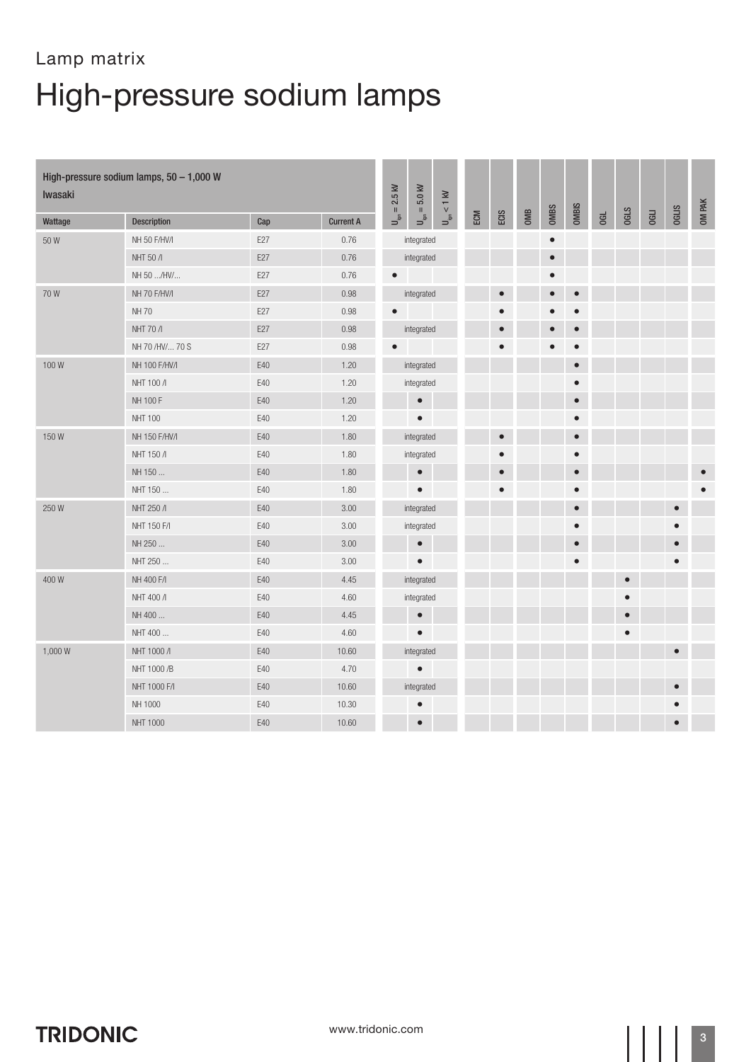Lamp matrix

# High-pressure sodium lamps

| High-pressure sodium lamps, 50 – 1,000 W<br>Iwasaki | | | | | | | | | | | | | | | | | |
|---|---|---|---|---|---|---|---|---|---|---|---|---|---|---|---|---|---|
| Wattage | Description | Cap | Current A | $U_{ign} = 2.5$ kV | $U_{ign} = 5.0$ kV | $U_{ign} < 1$ kV | ECM | ECIS | OMB | OMBS | OMBIS | OGL | OGLS | OGLI | OGLIS | OM PAK |
| 50 W | NH 50 F/HV/I | E27 | 0.76 | integrated | | | | | | ● | | | | | | |
| | NHT 50 /I | E27 | 0.76 | integrated | | | | | | ● | | | | | | |
| | NH 50 .../HV/... | E27 | 0.76 | ● | | | | | | ● | | | | | | |
| 70 W | NH 70 F/HV/I | E27 | 0.98 | integrated | | | | ● | | ● | ● | | | | | |
| | NH 70 | E27 | 0.98 | ● | | | | ● | | ● | ● | | | | | |
| | NHT 70 /I | E27 | 0.98 | integrated | | | | ● | | ● | ● | | | | | |
| | NH 70 /HV/... 70 S | E27 | 0.98 | ● | | | | ● | | ● | ● | | | | | |
| 100 W | NH 100 F/HV/I | E40 | 1.20 | integrated | | | | | | | ● | | | | | |
| | NHT 100 /I | E40 | 1.20 | integrated | | | | | | | ● | | | | | |
| | NH 100 F | E40 | 1.20 | | ● | | | | | | ● | | | | | |
| | NHT 100 | E40 | 1.20 | | ● | | | | | | ● | | | | | |
| 150 W | NH 150 F/HV/I | E40 | 1.80 | integrated | | | | ● | | | ● | | | | | |
| | NHT 150 /I | E40 | 1.80 | integrated | | | | ● | | | ● | | | | | |
| | NH 150 ... | E40 | 1.80 | | ● | | | ● | | | ● | | | | | ● |
| | NHT 150 ... | E40 | 1.80 | | ● | | | ● | | | ● | | | | | ● |
| 250 W | NHT 250 /I | E40 | 3.00 | integrated | | | | | | | ● | | | | ● | |
| | NHT 150 F/I | E40 | 3.00 | integrated | | | | | | | ● | | | | ● | |
| | NH 250 ... | E40 | 3.00 | | ● | | | | | | ● | | | | ● | |
| | NHT 250 ... | E40 | 3.00 | | ● | | | | | | ● | | | | ● | |
| 400 W | NH 400 F/I | E40 | 4.45 | integrated | | | | | | | | | ● | | | |
| | NHT 400 /I | E40 | 4.60 | integrated | | | | | | | | | ● | | | |
| | NH 400 ... | E40 | 4.45 | | ● | | | | | | | | ● | | | |
| | NHT 400 ... | E40 | 4.60 | | ● | | | | | | | | ● | | | |
| 1,000 W | NHT 1000 /I | E40 | 10.60 | integrated | | | | | | | | | | | ● | |
| | NHT 1000 /B | E40 | 4.70 | | ● | | | | | | | | | | | |
| | NHT 1000 F/I | E40 | 10.60 | integrated | | | | | | | | | | | ● | |
| | NH 1000 | E40 | 10.30 | | ● | | | | | | | | | | ● | |
| | NHT 1000 | E40 | 10.60 | | ● | | | | | | | | | | ● | |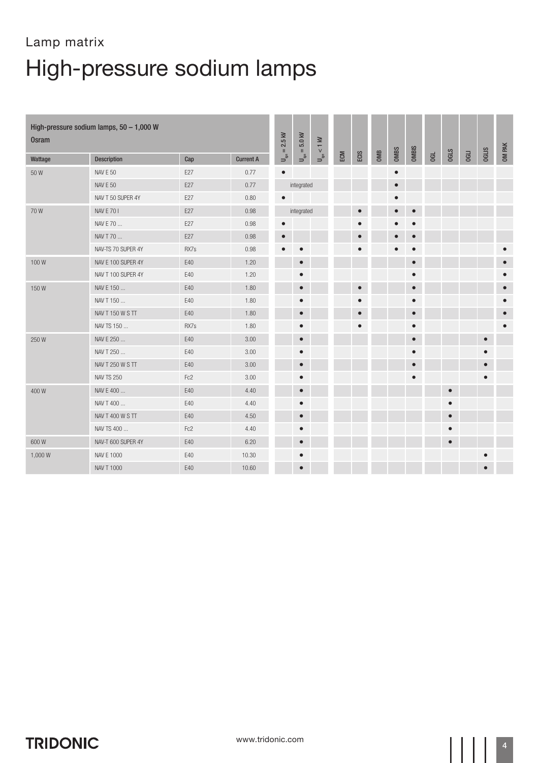Lamp matrix

# High-pressure sodium lamps

| High-pressure sodium lamps, 50 – 1,000 W Osram | | | | | | | | | | | | | | | | | |
|---|---|---|---|---|---|---|---|---|---|---|---|---|---|---|---|---|---|
| Wattage | Description | Cap | Current A | $U_{ign}$ = 2.5 kV | $U_{ign}$ = 5.0 kV | $U_{ign}$ < 1 kV | ECM | ECIS | OMB | OMBS | OMBIS | OGL | OGLS | OGLI | OGLIS | OM PAK |
| 50 W | NAV E 50 | E27 | 0.77 | ● | | | | | | ● | | | | | | |
| | NAV E 50 | E27 | 0.77 | | integrated | | | | | ● | | | | | | |
| | NAV T 50 SUPER 4Y | E27 | 0.80 | ● | | | | | | ● | | | | | | |
| 70 W | NAV E 70 I | E27 | 0.98 | | integrated | | | ● | | ● | ● | | | | | |
| | NAV E 70 ... | E27 | 0.98 | ● | | | | ● | | ● | ● | | | | | |
| | NAV T 70 ... | E27 | 0.98 | ● | | | | ● | | ● | ● | | | | | |
| | NAV-TS 70 SUPER 4Y | RX7s | 0.98 | ● | ● | | | ● | | ● | ● | | | | | ● |
| 100 W | NAV E 100 SUPER 4Y | E40 | 1.20 | | ● | | | | | | ● | | | | | ● |
| | NAV T 100 SUPER 4Y | E40 | 1.20 | | ● | | | | | | ● | | | | | ● |
| 150 W | NAV E 150 ... | E40 | 1.80 | | ● | | | ● | | | ● | | | | | ● |
| | NAV T 150 ... | E40 | 1.80 | | ● | | | ● | | | ● | | | | | ● |
| | NAV T 150 W S TT | E40 | 1.80 | | ● | | | ● | | | ● | | | | | ● |
| | NAV TS 150 ... | RX7s | 1.80 | | ● | | | ● | | | ● | | | | | ● |
| 250 W | NAV E 250 ... | E40 | 3.00 | | ● | | | | | | ● | | | | ● | |
| | NAV T 250 ... | E40 | 3.00 | | ● | | | | | | ● | | | | ● | |
| | NAV T 250 W S TT | E40 | 3.00 | | ● | | | | | | ● | | | | ● | |
| | NAV TS 250 | Fc2 | 3.00 | | ● | | | | | | ● | | | | ● | |
| 400 W | NAV E 400 ... | E40 | 4.40 | | ● | | | | | | | | ● | | | |
| | NAV T 400 ... | E40 | 4.40 | | ● | | | | | | | | ● | | | |
| | NAV T 400 W S TT | E40 | 4.50 | | ● | | | | | | | | ● | | | |
| | NAV TS 400 ... | Fc2 | 4.40 | | ● | | | | | | | | ● | | | |
| 600 W | NAV-T 600 SUPER 4Y | E40 | 6.20 | | ● | | | | | | | | ● | | | |
| 1,000 W | NAV E 1000 | E40 | 10.30 | | ● | | | | | | | | | | ● | |
| | NAV T 1000 | E40 | 10.60 | | ● | | | | | | | | | | ● | |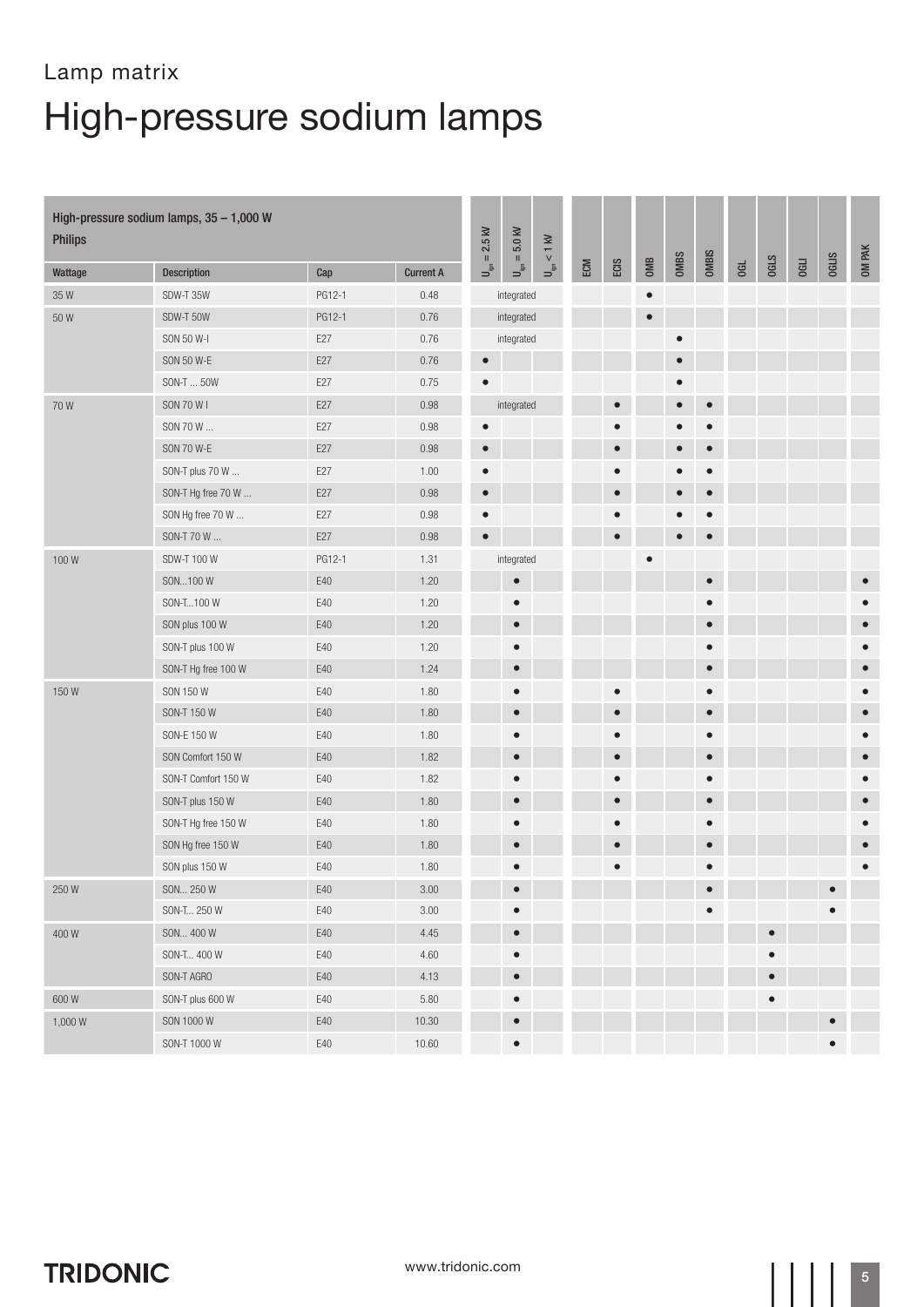Lamp matrix

# High-pressure sodium lamps

| High-pressure sodium lamps, 35 – 1,000 W Philips | | | | | | | | | | | | | | | | | |
|---|---|---|---|---|---|---|---|---|---|---|---|---|---|---|---|---|---|
| Wattage | Description | Cap | Current A | $U_{ign}$ = 2.5 kV | $U_{ign}$ = 5.0 kV | $U_{ign}$ < 1 kV | ECM | ECIS | OMB | OMBS | OMBIS | OGL | OGLS | OGLI | OGLIS | OM PAK |
| 35 W | SDW-T 35W | PG12-1 | 0.48 | integrated | | | | | ● | | | | | | | |
| 50 W | SDW-T 50W | PG12-1 | 0.76 | integrated | | | | | ● | | | | | | | |
| | SON 50 W-I | E27 | 0.76 | integrated | | | | | | ● | | | | | | |
| | SON 50 W-E | E27 | 0.76 | ● | | | | | | ● | | | | | | |
| | SON-T ... 50W | E27 | 0.75 | ● | | | | | | ● | | | | | | |
| 70 W | SON 70 W I | E27 | 0.98 | integrated | | | | ● | | ● | ● | | | | | |
| | SON 70 W ... | E27 | 0.98 | ● | | | | ● | | ● | ● | | | | | |
| | SON 70 W-E | E27 | 0.98 | ● | | | | ● | | ● | ● | | | | | |
| | SON-T plus 70 W ... | E27 | 1.00 | ● | | | | ● | | ● | ● | | | | | |
| | SON-T Hg free 70 W ... | E27 | 0.98 | ● | | | | ● | | ● | ● | | | | | |
| | SON Hg free 70 W ... | E27 | 0.98 | ● | | | | ● | | ● | ● | | | | | |
| | SON-T 70 W ... | E27 | 0.98 | ● | | | | ● | | ● | ● | | | | | |
| 100 W | SDW-T 100 W | PG12-1 | 1.31 | integrated | | | | | ● | | | | | | | |
| | SON...100 W | E40 | 1.20 | | ● | | | | | | ● | | | | | ● |
| | SON-T...100 W | E40 | 1.20 | | ● | | | | | | ● | | | | | ● |
| | SON plus 100 W | E40 | 1.20 | | ● | | | | | | ● | | | | | ● |
| | SON-T plus 100 W | E40 | 1.20 | | ● | | | | | | ● | | | | | ● |
| | SON-T Hg free 100 W | E40 | 1.24 | | ● | | | | | | ● | | | | | ● |
| 150 W | SON 150 W | E40 | 1.80 | | ● | | | ● | | | ● | | | | | ● |
| | SON-T 150 W | E40 | 1.80 | | ● | | | ● | | | ● | | | | | ● |
| | SON-E 150 W | E40 | 1.80 | | ● | | | ● | | | ● | | | | | ● |
| | SON Comfort 150 W | E40 | 1.82 | | ● | | | ● | | | ● | | | | | ● |
| | SON-T Comfort 150 W | E40 | 1.82 | | ● | | | ● | | | ● | | | | | ● |
| | SON-T plus 150 W | E40 | 1.80 | | ● | | | ● | | | ● | | | | | ● |
| | SON-T Hg free 150 W | E40 | 1.80 | | ● | | | ● | | | ● | | | | | ● |
| | SON Hg free 150 W | E40 | 1.80 | | ● | | | ● | | | ● | | | | | ● |
| | SON plus 150 W | E40 | 1.80 | | ● | | | ● | | | ● | | | | | ● |
| 250 W | SON... 250 W | E40 | 3.00 | | ● | | | | | | ● | | | | ● | |
| | SON-T... 250 W | E40 | 3.00 | | ● | | | | | | ● | | | | ● | |
| 400 W | SON... 400 W | E40 | 4.45 | | ● | | | | | | | | ● | | | |
| | SON-T... 400 W | E40 | 4.60 | | ● | | | | | | | | ● | | | |
| | SON-T AGRO | E40 | 4.13 | | ● | | | | | | | | ● | | | |
| 600 W | SON-T plus 600 W | E40 | 5.80 | | ● | | | | | | | | ● | | | |
| 1,000 W | SON 1000 W | E40 | 10.30 | | ● | | | | | | | | | | ● | |
| | SON-T 1000 W | E40 | 10.60 | | ● | | | | | | | | | | ● | |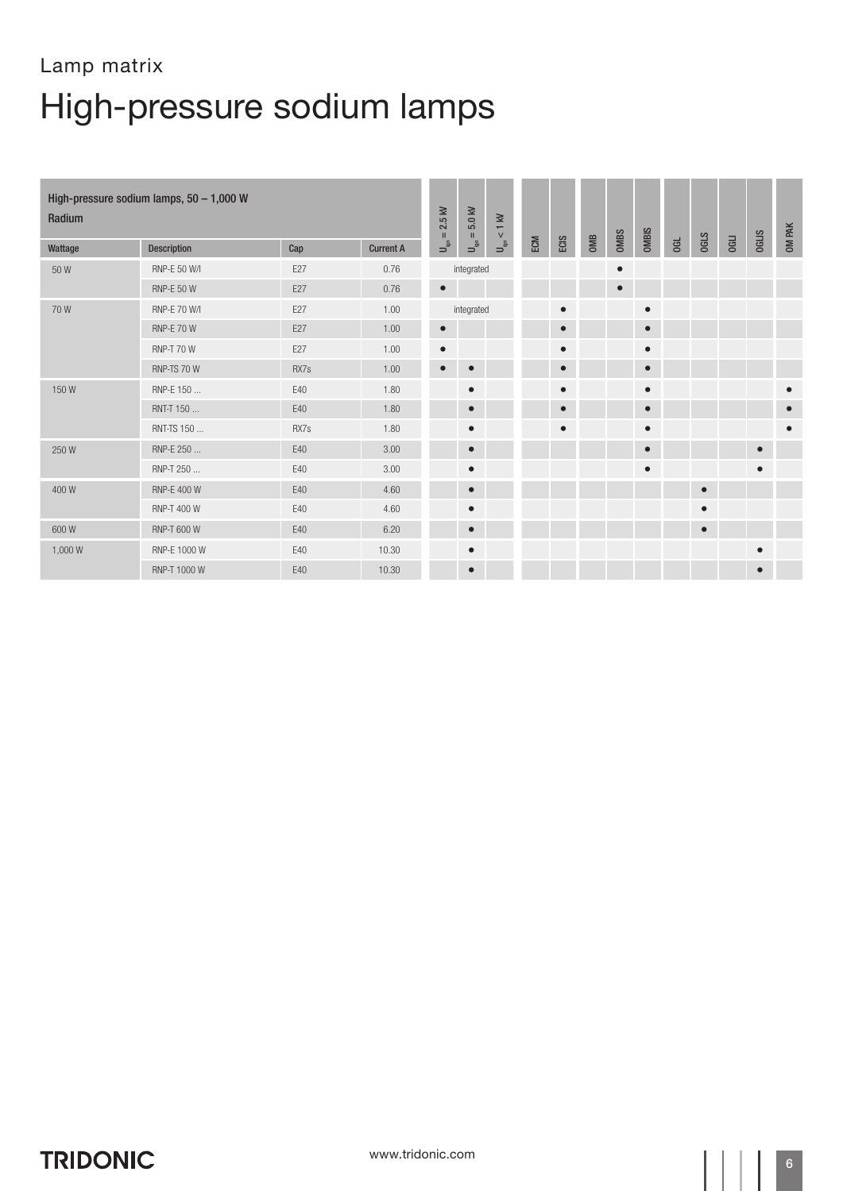Lamp matrix

# High-pressure sodium lamps

| High-pressure sodium lamps, 50 – 1,000 W<br>Radium | | | | | | | | | | | | | | | | | |
|---|---|---|---|---|---|---|---|---|---|---|---|---|---|---|---|---|---|
| Wattage | Description | Cap | Current A | $U_{ign}$ = 2.5 kV | $U_{ign}$ = 5.0 kV | $U_{ign}$ < 1 kV | ECM | ECIS | OMB | OMBS | OMBIS | OGL | OGLS | OGLI | OGLIS | OM PAK |
| 50 W | RNP-E 50 W/I | E27 | 0.76 | integrated | | | | | | ● | | | | | | |
| | RNP-E 50 W | E27 | 0.76 | ● | | | | | | ● | | | | | | |
| 70 W | RNP-E 70 W/I | E27 | 1.00 | integrated | | | | ● | | | ● | | | | | |
| | RNP-E 70 W | E27 | 1.00 | ● | | | | ● | | | ● | | | | | |
| | RNP-T 70 W | E27 | 1.00 | ● | | | | ● | | | ● | | | | | |
| | RNP-TS 70 W | RX7s | 1.00 | ● | ● | | | ● | | | ● | | | | | |
| 150 W | RNP-E 150 ... | E40 | 1.80 | | ● | | | ● | | | ● | | | | | ● |
| | RNT-T 150 ... | E40 | 1.80 | | ● | | | ● | | | ● | | | | | ● |
| | RNT-TS 150 ... | RX7s | 1.80 | | ● | | | ● | | | ● | | | | | ● |
| 250 W | RNP-E 250 ... | E40 | 3.00 | | ● | | | | | | ● | | | | ● | |
| | RNP-T 250 ... | E40 | 3.00 | | ● | | | | | | ● | | | | ● | |
| 400 W | RNP-E 400 W | E40 | 4.60 | | ● | | | | | | | | ● | | | |
| | RNP-T 400 W | E40 | 4.60 | | ● | | | | | | | | ● | | | |
| 600 W | RNP-T 600 W | E40 | 6.20 | | ● | | | | | | | | ● | | | |
| 1,000 W | RNP-E 1000 W | E40 | 10.30 | | ● | | | | | | | | | | ● | |
| | RNP-T 1000 W | E40 | 10.30 | | ● | | | | | | | | | | ● | |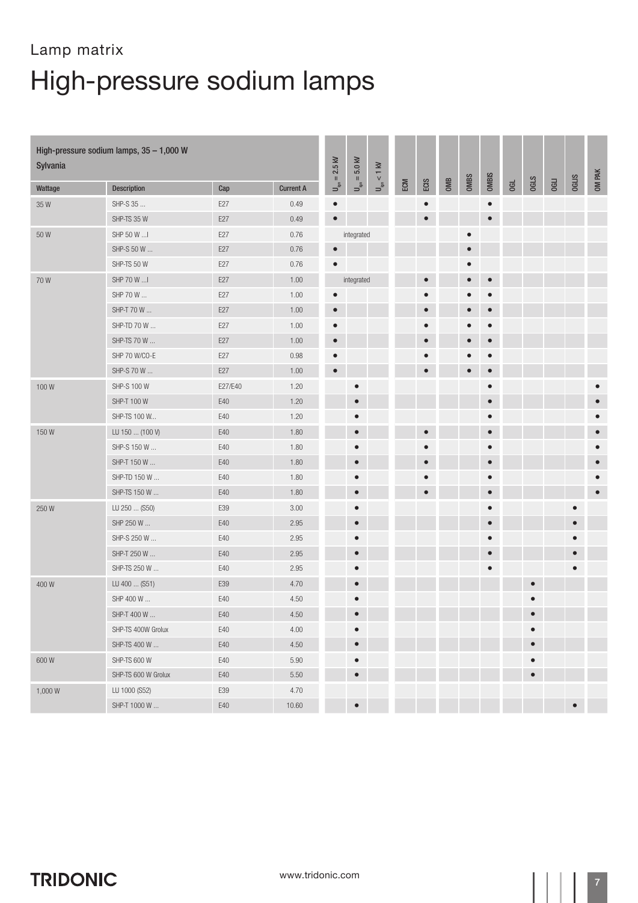Lamp matrix

# High-pressure sodium lamps

| High-pressure sodium lamps, 35 – 1,000 W Sylvania | | | | | | | | | | | | | | | | | |
|---|---|---|---|---|---|---|---|---|---|---|---|---|---|---|---|---|---|
| Wattage | Description | Cap | Current A | $U_{ign}$ = 2.5 kV | $U_{ign}$ = 5.0 kV | $U_{ign}$ < 1 kV | ECM | ECIS | OMB | OMBS | OMBIS | OGL | OGLS | OGLI | OGLIS | OM PAK |
| 35 W | SHP-S 35 ... | E27 | 0.49 | ● | | | | ● | | | ● | | | | | |
| | SHP-TS 35 W | E27 | 0.49 | ● | | | | ● | | | ● | | | | | |
| 50 W | SHP 50 W ...I | E27 | 0.76 | | integrated | | | | | ● | | | | | | |
| | SHP-S 50 W ... | E27 | 0.76 | ● | | | | | | ● | | | | | | |
| | SHP-TS 50 W | E27 | 0.76 | ● | | | | | | ● | | | | | | |
| 70 W | SHP 70 W ...I | E27 | 1.00 | | integrated | | | ● | | ● | ● | | | | | |
| | SHP 70 W ... | E27 | 1.00 | ● | | | | ● | | ● | ● | | | | | |
| | SHP-T 70 W ... | E27 | 1.00 | ● | | | | ● | | ● | ● | | | | | |
| | SHP-TD 70 W ... | E27 | 1.00 | ● | | | | ● | | ● | ● | | | | | |
| | SHP-TS 70 W ... | E27 | 1.00 | ● | | | | ● | | ● | ● | | | | | |
| | SHP 70 W/CO-E | E27 | 0.98 | ● | | | | ● | | ● | ● | | | | | |
| | SHP-S 70 W ... | E27 | 1.00 | ● | | | | ● | | ● | ● | | | | | |
| 100 W | SHP-S 100 W | E27/E40 | 1.20 | | ● | | | | | | ● | | | | | ● |
| | SHP-T 100 W | E40 | 1.20 | | ● | | | | | | ● | | | | | ● |
| | SHP-TS 100 W... | E40 | 1.20 | | ● | | | | | | ● | | | | | ● |
| 150 W | LU 150 ... (100 V) | E40 | 1.80 | | ● | | | ● | | | ● | | | | | ● |
| | SHP-S 150 W ... | E40 | 1.80 | | ● | | | ● | | | ● | | | | | ● |
| | SHP-T 150 W ... | E40 | 1.80 | | ● | | | ● | | | ● | | | | | ● |
| | SHP-TD 150 W ... | E40 | 1.80 | | ● | | | ● | | | ● | | | | | ● |
| | SHP-TS 150 W ... | E40 | 1.80 | | ● | | | ● | | | ● | | | | | ● |
| 250 W | LU 250 ... (S50) | E39 | 3.00 | | ● | | | | | | ● | | | | ● | |
| | SHP 250 W ... | E40 | 2.95 | | ● | | | | | | ● | | | | ● | |
| | SHP-S 250 W ... | E40 | 2.95 | | ● | | | | | | ● | | | | ● | |
| | SHP-T 250 W ... | E40 | 2.95 | | ● | | | | | | ● | | | | ● | |
| | SHP-TS 250 W ... | E40 | 2.95 | | ● | | | | | | ● | | | | ● | |
| 400 W | LU 400 ... (S51) | E39 | 4.70 | | ● | | | | | | | | ● | | | |
| | SHP 400 W ... | E40 | 4.50 | | ● | | | | | | | | ● | | | |
| | SHP-T 400 W ... | E40 | 4.50 | | ● | | | | | | | | ● | | | |
| | SHP-TS 400W Grolux | E40 | 4.00 | | ● | | | | | | | | ● | | | |
| | SHP-TS 400 W ... | E40 | 4.50 | | ● | | | | | | | | ● | | | |
| 600 W | SHP-TS 600 W | E40 | 5.90 | | ● | | | | | | | | ● | | | |
| | SHP-TS 600 W Grolux | E40 | 5.50 | | ● | | | | | | | | ● | | | |
| 1,000 W | LU 1000 (S52) | E39 | 4.70 | | | | | | | | | | | | | |
| | SHP-T 1000 W ... | E40 | 10.60 | | ● | | | | | | | | | | ● | |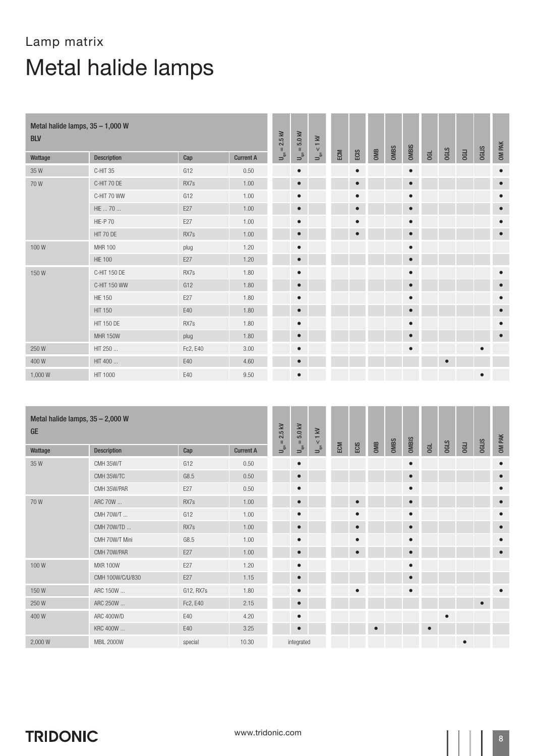Lamp matrix

# Metal halide lamps

| Metal halide lamps, 35 – 1,000 W BLV | | | | | | | | | | | | | | | | | |
|---|---|---|---|---|---|---|---|---|---|---|---|---|---|---|---|---|---|
| Wattage | Description | Cap | Current A | $U_{ign} = 2.5$ kV | $U_{ign} = 5.0$ kV | $U_{ign} < 1$ kV | ECM | ECIS | OMB | OMBS | OMBIS | OGL | OGLS | OGLI | OGLIS | OM PAK |
| 35 W | C-HIT 35 | G12 | 0.50 | | ● | | | ● | | | ● | | | | | ● |
| 70 W | C-HIT 70 DE | RX7s | 1.00 | | ● | | | ● | | | ● | | | | | ● |
| | C-HIT 70 WW | G12 | 1.00 | | ● | | | ● | | | ● | | | | | ● |
| | HIE ... 70 ... | E27 | 1.00 | | ● | | | ● | | | ● | | | | | ● |
| | HIE-P 70 | E27 | 1.00 | | ● | | | ● | | | ● | | | | | ● |
| | HIT 70 DE | RX7s | 1.00 | | ● | | | ● | | | ● | | | | | ● |
| 100 W | MHR 100 | plug | 1.20 | | ● | | | | | | ● | | | | | |
| | HIE 100 | E27 | 1.20 | | ● | | | | | | ● | | | | | |
| 150 W | C-HIT 150 DE | RX7s | 1.80 | | ● | | | | | | ● | | | | | ● |
| | C-HIT 150 WW | G12 | 1.80 | | ● | | | | | | ● | | | | | ● |
| | HIE 150 | E27 | 1.80 | | ● | | | | | | ● | | | | | ● |
| | HIT 150 | E40 | 1.80 | | ● | | | | | | ● | | | | | ● |
| | HIT 150 DE | RX7s | 1.80 | | ● | | | | | | ● | | | | | ● |
| | MHR 150W | plug | 1.80 | | ● | | | | | | ● | | | | | ● |
| 250 W | HIT 250 ... | Fc2, E40 | 3.00 | | ● | | | | | | ● | | | | ● | |
| 400 W | HIT 400 ... | E40 | 4.60 | | ● | | | | | | | | ● | | | |
| 1,000 W | HIT 1000 | E40 | 9.50 | | ● | | | | | | | | | | ● | |

| Metal halide lamps, 35 – 2,000 W GE | | | | | | | | | | | | | | | | | |
|---|---|---|---|---|---|---|---|---|---|---|---|---|---|---|---|---|---|
| Wattage | Description | Cap | Current A | $U_{ign} = 2.5$ kV | $U_{ign} = 5.0$ kV | $U_{ign} < 1$ kV | ECM | ECIS | OMB | OMBS | OMBIS | OGL | OGLS | OGLI | OGLIS | OM PAK |
| 35 W | CMH 35W/T | G12 | 0.50 | | ● | | | | | | ● | | | | | ● |
| | CMH 35W/TC | G8.5 | 0.50 | | ● | | | | | | ● | | | | | ● |
| | CMH 35W/PAR | E27 | 0.50 | | ● | | | | | | ● | | | | | ● |
| 70 W | ARC 70W ... | RX7s | 1.00 | | ● | | | ● | | | ● | | | | | ● |
| | CMH 70W/T ... | G12 | 1.00 | | ● | | | ● | | | ● | | | | | ● |
| | CMH 70W/TD ... | RX7s | 1.00 | | ● | | | ● | | | ● | | | | | ● |
| | CMH 70W/T Mini | G8.5 | 1.00 | | ● | | | ● | | | ● | | | | | ● |
| | CMH 70W/PAR | E27 | 1.00 | | ● | | | ● | | | ● | | | | | ● |
| 100 W | MXR 100W | E27 | 1.20 | | ● | | | | | | ● | | | | | |
| | CMH 100W/C/U/830 | E27 | 1.15 | | ● | | | | | | ● | | | | | |
| 150 W | ARC 150W ... | G12, RX7s | 1.80 | | ● | | | ● | | | ● | | | | | ● |
| 250 W | ARC 250W ... | Fc2, E40 | 2.15 | | ● | | | | | | | | | | ● | |
| 400 W | ARC 400W/D | E40 | 4.20 | | ● | | | | | | | | ● | | | |
| | KRC 400W ... | E40 | 3.25 | | ● | | | | ● | | | ● | | | | |
| 2,000 W | MBIL 2000W | special | 10.30 | | integrated | | | | | | | | | ● | | |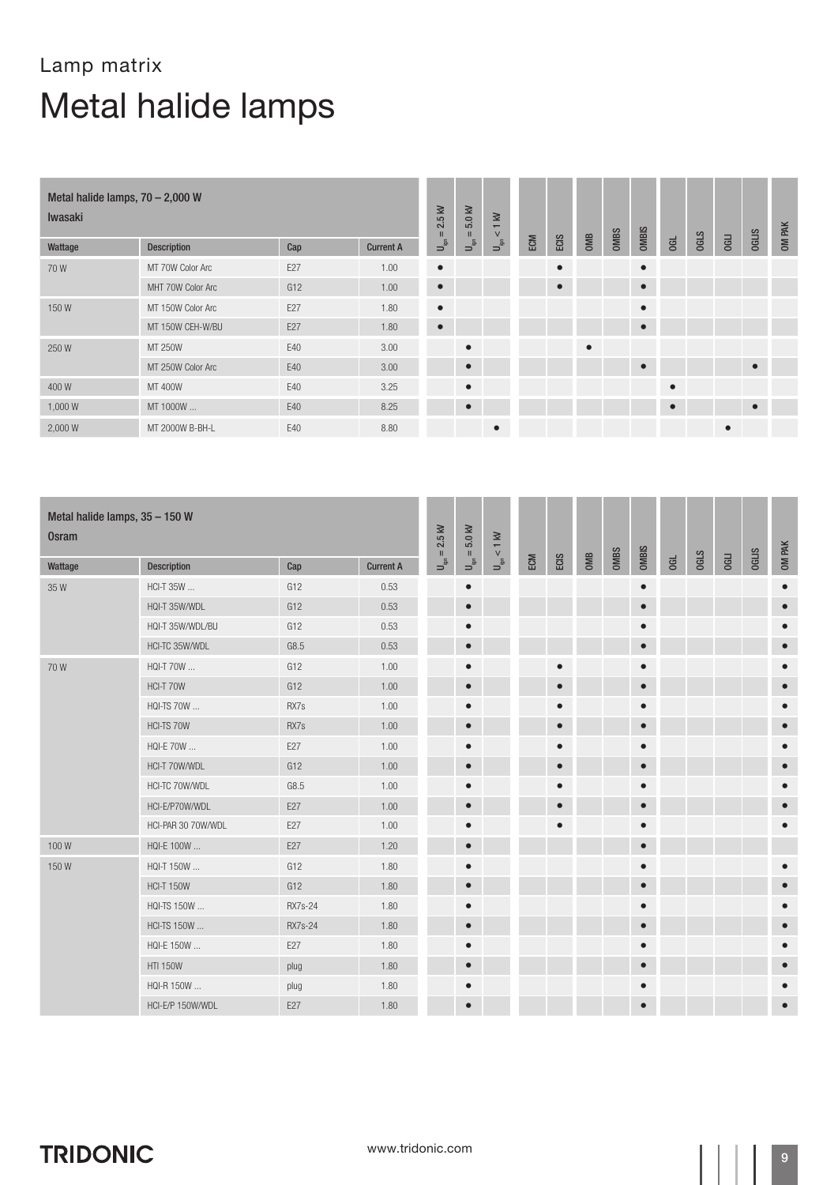# Lamp matrix

# Metal halide lamps

| Metal halide lamps, 70 – 2,000 W<br>Iwasaki | | | | | | | | | | | | | | | | |
|---|---|---|---|---|---|---|---|---|---|---|---|---|---|---|---|---|
| Wattage | Description | Cap | Current A | $U_{ign}$ = 2.5 kV | $U_{ign}$ = 5.0 kV | $U_{ign}$ < 1 kV | ECM | ECIS | OMB | OMBS | OMBIS | OGL | OGLS | OGLI | OGLIS | OM PAK |
| 70 W | MT 70W Color Arc | E27 | 1.00 | ● | | | | ● | | | ● | | | | | |
| | MHT 70W Color Arc | G12 | 1.00 | ● | | | | ● | | | ● | | | | | |
| 150 W | MT 150W Color Arc | E27 | 1.80 | ● | | | | | | | ● | | | | | |
| | MT 150W CEH-W/BU | E27 | 1.80 | ● | | | | | | | ● | | | | | |
| 250 W | MT 250W | E40 | 3.00 | | ● | | | | ● | | | | | | | |
| | MT 250W Color Arc | E40 | 3.00 | | ● | | | | | | ● | | | | ● | |
| 400 W | MT 400W | E40 | 3.25 | | ● | | | | | | | ● | | | | |
| 1,000 W | MT 1000W ... | E40 | 8.25 | | ● | | | | | | | ● | | | ● | |
| 2,000 W | MT 2000W B-BH-L | E40 | 8.80 | | | ● | | | | | | | | ● | | |

| Metal halide lamps, 35 – 150 W<br>Osram | | | | | | | | | | | | | | | | |
|---|---|---|---|---|---|---|---|---|---|---|---|---|---|---|---|---|
| Wattage | Description | Cap | Current A | $U_{ign}$ = 2.5 kV | $U_{ign}$ = 5.0 kV | $U_{ign}$ < 1 kV | ECM | ECIS | OMB | OMBS | OMBIS | OGL | OGLS | OGLI | OGLIS | OM PAK |
| 35 W | HCI-T 35W ... | G12 | 0.53 | | ● | | | | | | ● | | | | | ● |
| | HQI-T 35W/WDL | G12 | 0.53 | | ● | | | | | | ● | | | | | ● |
| | HQI-T 35W/WDL/BU | G12 | 0.53 | | ● | | | | | | ● | | | | | ● |
| | HCI-TC 35W/WDL | G8.5 | 0.53 | | ● | | | | | | ● | | | | | ● |
| 70 W | HQI-T 70W ... | G12 | 1.00 | | ● | | | ● | | | ● | | | | | ● |
| | HCI-T 70W | G12 | 1.00 | | ● | | | ● | | | ● | | | | | ● |
| | HQI-TS 70W ... | RX7s | 1.00 | | ● | | | ● | | | ● | | | | | ● |
| | HCI-TS 70W | RX7s | 1.00 | | ● | | | ● | | | ● | | | | | ● |
| | HQI-E 70W ... | E27 | 1.00 | | ● | | | ● | | | ● | | | | | ● |
| | HCI-T 70W/WDL | G12 | 1.00 | | ● | | | ● | | | ● | | | | | ● |
| | HCI-TC 70W/WDL | G8.5 | 1.00 | | ● | | | ● | | | ● | | | | | ● |
| | HCI-E/P70W/WDL | E27 | 1.00 | | ● | | | ● | | | ● | | | | | ● |
| | HCI-PAR 30 70W/WDL | E27 | 1.00 | | ● | | | ● | | | ● | | | | | ● |
| 100 W | HQI-E 100W ... | E27 | 1.20 | | ● | | | | | | ● | | | | | |
| 150 W | HQI-T 150W ... | G12 | 1.80 | | ● | | | | | | ● | | | | | ● |
| | HCI-T 150W | G12 | 1.80 | | ● | | | | | | ● | | | | | ● |
| | HQI-TS 150W ... | RX7s-24 | 1.80 | | ● | | | | | | ● | | | | | ● |
| | HCI-TS 150W ... | RX7s-24 | 1.80 | | ● | | | | | | ● | | | | | ● |
| | HQI-E 150W ... | E27 | 1.80 | | ● | | | | | | ● | | | | | ● |
| | HTI 150W | plug | 1.80 | | ● | | | | | | ● | | | | | ● |
| | HQI-R 150W ... | plug | 1.80 | | ● | | | | | | ● | | | | | ● |
| | HCI-E/P 150W/WDL | E27 | 1.80 | | ● | | | | | | ● | | | | | ● |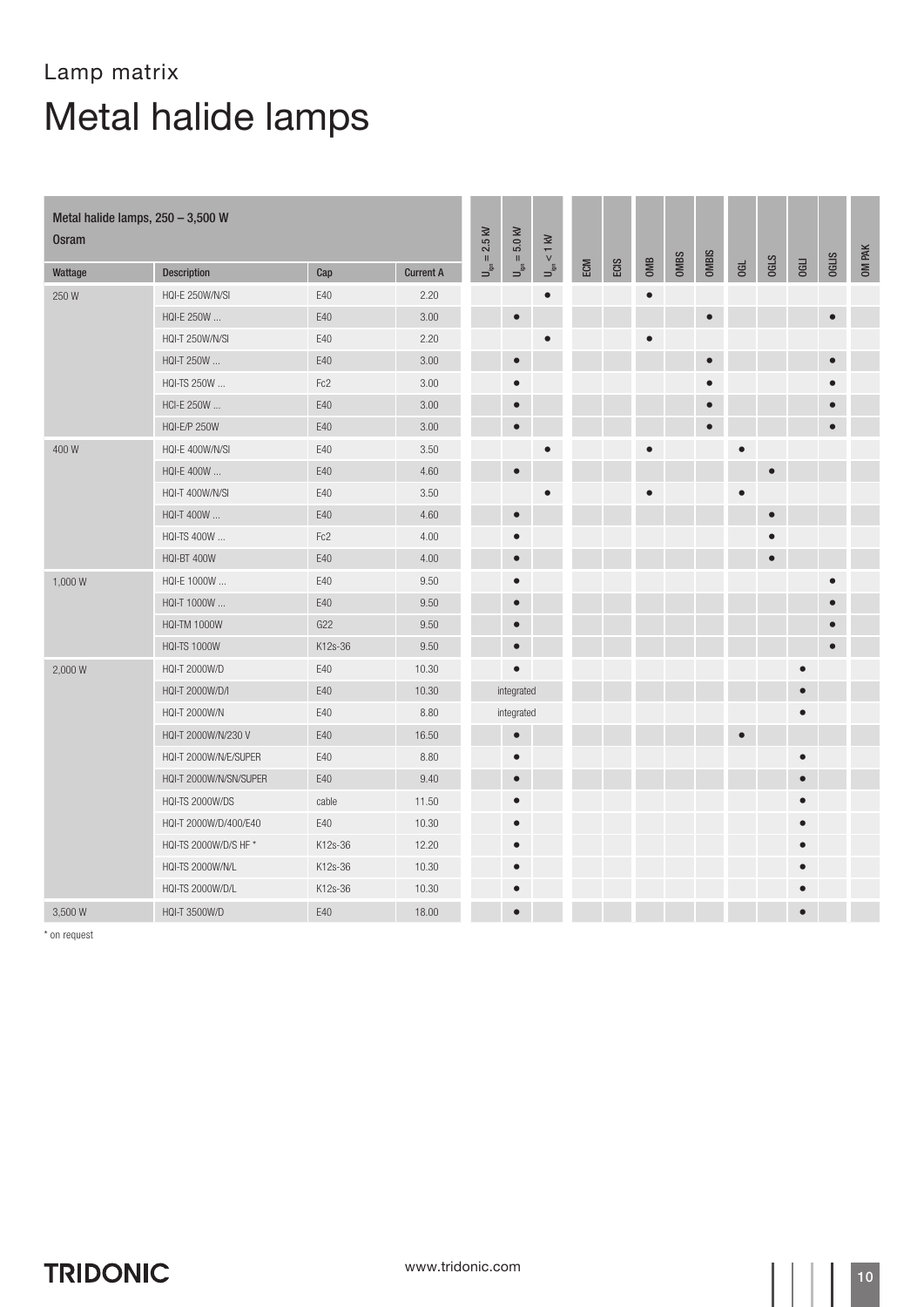Lamp matrix

# Metal halide lamps

| Metal halide lamps, 250 – 3,500 W Osram | | | | $U_{ign}$ = 2.5 kV | $U_{ign}$ = 5.0 kV | $U_{ign}$ < 1 kV | ECM | ECIS | OMB | OMBS | OMBIS | OGL | OGLS | OGLI | OGLIS | OM PAK |
|---|---|---|---|---|---|---|---|---|---|---|---|---|---|---|---|---|
| Wattage | Description | Cap | Current A | | | | | | | | | | | | | |
| 250 W | HQI-E 250W/N/SI | E40 | 2.20 | | | ● | | | ● | | | | | | | |
| | HQI-E 250W ... | E40 | 3.00 | | ● | | | | | | ● | | | | ● | |
| | HQI-T 250W/N/SI | E40 | 2.20 | | | ● | | | ● | | | | | | | |
| | HQI-T 250W ... | E40 | 3.00 | | ● | | | | | | ● | | | | ● | |
| | HQI-TS 250W ... | Fc2 | 3.00 | | ● | | | | | | ● | | | | ● | |
| | HCI-E 250W ... | E40 | 3.00 | | ● | | | | | | ● | | | | ● | |
| | HQI-E/P 250W | E40 | 3.00 | | ● | | | | | | ● | | | | ● | |
| 400 W | HQI-E 400W/N/SI | E40 | 3.50 | | | ● | | | ● | | | ● | | | | |
| | HQI-E 400W ... | E40 | 4.60 | | ● | | | | | | | | ● | | | |
| | HQI-T 400W/N/SI | E40 | 3.50 | | | ● | | | ● | | | ● | | | | |
| | HQI-T 400W ... | E40 | 4.60 | | ● | | | | | | | | ● | | | |
| | HQI-TS 400W ... | Fc2 | 4.00 | | ● | | | | | | | | ● | | | |
| | HQI-BT 400W | E40 | 4.00 | | ● | | | | | | | | ● | | | |
| 1,000 W | HQI-E 1000W ... | E40 | 9.50 | | ● | | | | | | | | | | ● | |
| | HQI-T 1000W ... | E40 | 9.50 | | ● | | | | | | | | | | ● | |
| | HQI-TM 1000W | G22 | 9.50 | | ● | | | | | | | | | | ● | |
| | HQI-TS 1000W | K12s-36 | 9.50 | | ● | | | | | | | | | | ● | |
| 2,000 W | HQI-T 2000W/D | E40 | 10.30 | | ● | | | | | | | | | ● | | |
| | HQI-T 2000W/D/I | E40 | 10.30 | | integrated | | | | | | | | | ● | | |
| | HQI-T 2000W/N | E40 | 8.80 | | integrated | | | | | | | | | ● | | |
| | HQI-T 2000W/N/230 V | E40 | 16.50 | | ● | | | | | | | ● | | | | |
| | HQI-T 2000W/N/E/SUPER | E40 | 8.80 | | ● | | | | | | | | | ● | | |
| | HQI-T 2000W/N/SN/SUPER | E40 | 9.40 | | ● | | | | | | | | | ● | | |
| | HQI-TS 2000W/DS | cable | 11.50 | | ● | | | | | | | | | ● | | |
| | HQI-T 2000W/D/400/E40 | E40 | 10.30 | | ● | | | | | | | | | ● | | |
| | HQI-TS 2000W/D/S HF * | K12s-36 | 12.20 | | ● | | | | | | | | | ● | | |
| | HQI-TS 2000W/N/L | K12s-36 | 10.30 | | ● | | | | | | | | | ● | | |
| | HQI-TS 2000W/D/L | K12s-36 | 10.30 | | ● | | | | | | | | | ● | | |
| 3,500 W | HQI-T 3500W/D | E40 | 18.00 | | ● | | | | | | | | | ● | | |

* on request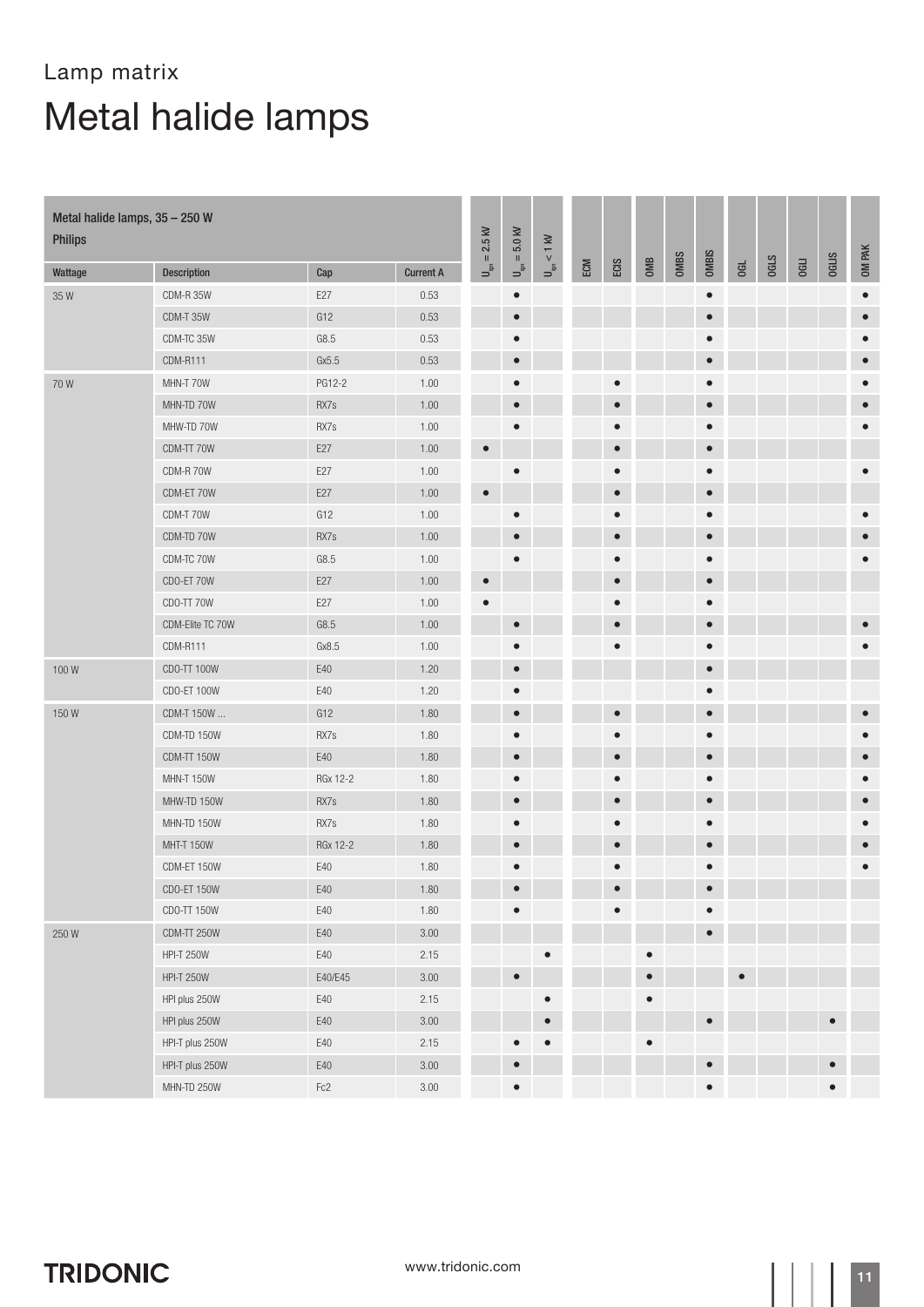Lamp matrix

# Metal halide lamps

| Metal halide lamps, 35 – 250 W Philips | | | | | | | | | | | | | | | | | |
|---|---|---|---|---|---|---|---|---|---|---|---|---|---|---|---|---|---|
| Wattage | Description | Cap | Current A | $U_{ign} = 2.5$ kV | $U_{ign} = 5.0$ kV | $U_{ign} < 1$ kV | ECM | ECIS | OMB | OMBS | OMBIS | OGL | OGLS | OGLI | OGLIS | OM PAK |
| 35 W | CDM-R 35W | E27 | 0.53 | | ● | | | | | | ● | | | | | ● |
| | CDM-T 35W | G12 | 0.53 | | ● | | | | | | ● | | | | | ● |
| | CDM-TC 35W | G8.5 | 0.53 | | ● | | | | | | ● | | | | | ● |
| | CDM-R111 | Gx5.5 | 0.53 | | ● | | | | | | ● | | | | | ● |
| 70 W | MHN-T 70W | PG12-2 | 1.00 | | ● | | | ● | | | ● | | | | | ● |
| | MHN-TD 70W | RX7s | 1.00 | | ● | | | ● | | | ● | | | | | ● |
| | MHW-TD 70W | RX7s | 1.00 | | ● | | | ● | | | ● | | | | | ● |
| | CDM-TT 70W | E27 | 1.00 | ● | | | | ● | | | ● | | | | | |
| | CDM-R 70W | E27 | 1.00 | | ● | | | ● | | | ● | | | | | ● |
| | CDM-ET 70W | E27 | 1.00 | ● | | | | ● | | | ● | | | | | |
| | CDM-T 70W | G12 | 1.00 | | ● | | | ● | | | ● | | | | | ● |
| | CDM-TD 70W | RX7s | 1.00 | | ● | | | ● | | | ● | | | | | ● |
| | CDM-TC 70W | G8.5 | 1.00 | | ● | | | ● | | | ● | | | | | ● |
| | CDO-ET 70W | E27 | 1.00 | ● | | | | ● | | | ● | | | | | |
| | CDO-TT 70W | E27 | 1.00 | ● | | | | ● | | | ● | | | | | |
| | CDM-Elite TC 70W | G8.5 | 1.00 | | ● | | | ● | | | ● | | | | | ● |
| | CDM-R111 | Gx8.5 | 1.00 | | ● | | | ● | | | ● | | | | | ● |
| 100 W | CDO-TT 100W | E40 | 1.20 | | ● | | | | | | ● | | | | | |
| | CDO-ET 100W | E40 | 1.20 | | ● | | | | | | ● | | | | | |
| 150 W | CDM-T 150W ... | G12 | 1.80 | | ● | | | ● | | | ● | | | | | ● |
| | CDM-TD 150W | RX7s | 1.80 | | ● | | | ● | | | ● | | | | | ● |
| | CDM-TT 150W | E40 | 1.80 | | ● | | | ● | | | ● | | | | | ● |
| | MHN-T 150W | RGx 12-2 | 1.80 | | ● | | | ● | | | ● | | | | | ● |
| | MHW-TD 150W | RX7s | 1.80 | | ● | | | ● | | | ● | | | | | ● |
| | MHN-TD 150W | RX7s | 1.80 | | ● | | | ● | | | ● | | | | | ● |
| | MHT-T 150W | RGx 12-2 | 1.80 | | ● | | | ● | | | ● | | | | | ● |
| | CDM-ET 150W | E40 | 1.80 | | ● | | | ● | | | ● | | | | | ● |
| | CDO-ET 150W | E40 | 1.80 | | ● | | | ● | | | ● | | | | | |
| | CDO-TT 150W | E40 | 1.80 | | ● | | | ● | | | ● | | | | | |
| 250 W | CDM-TT 250W | E40 | 3.00 | | | | | | | | ● | | | | | |
| | HPI-T 250W | E40 | 2.15 | | | ● | | | ● | | | | | | | |
| | HPI-T 250W | E40/E45 | 3.00 | | ● | | | | ● | | | ● | | | | |
| | HPI plus 250W | E40 | 2.15 | | | ● | | | ● | | | | | | | |
| | HPI plus 250W | E40 | 3.00 | | | ● | | | | | ● | | | | ● | |
| | HPI-T plus 250W | E40 | 2.15 | | ● | ● | | | ● | | | | | | | |
| | HPI-T plus 250W | E40 | 3.00 | | ● | | | | | | ● | | | | ● | |
| | MHN-TD 250W | Fc2 | 3.00 | | ● | | | | | | ● | | | | ● | |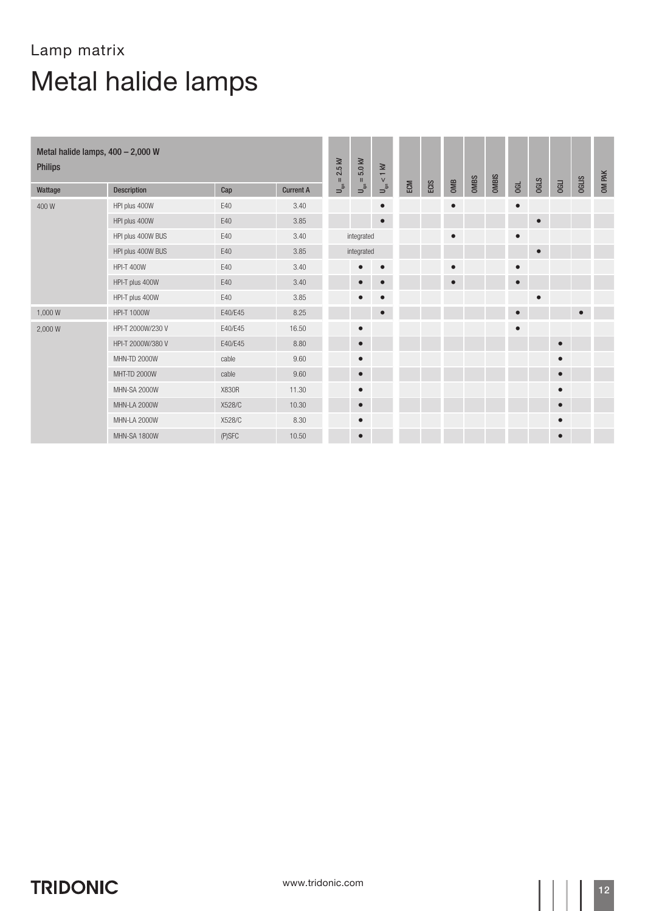Lamp matrix

# Metal halide lamps

| Metal halide lamps, 400 – 2,000 W<br>Philips | | | | | | | | | | | | | | | | | |
|---|---|---|---|---|---|---|---|---|---|---|---|---|---|---|---|---|---|
| Wattage | Description | Cap | Current A | $U_{ign}$ = 2.5 kV | $U_{ign}$ = 5.0 kV | $U_{ign}$ < 1 kV | ECM | ECIS | OMB | OMBS | OMBIS | OGL | OGLS | OGLI | OGLIS | OM PAK |
| 400 W | HPI plus 400W | E40 | 3.40 | | | ● | | | ● | | | ● | | | | |
| | HPI plus 400W | E40 | 3.85 | | | ● | | | | | | | ● | | | |
| | HPI plus 400W BUS | E40 | 3.40 | integrated | | | | | ● | | | ● | | | | |
| | HPI plus 400W BUS | E40 | 3.85 | integrated | | | | | | | | | ● | | | |
| | HPI-T 400W | E40 | 3.40 | | ● | ● | | | ● | | | ● | | | | |
| | HPI-T plus 400W | E40 | 3.40 | | ● | ● | | | ● | | | ● | | | | |
| | HPI-T plus 400W | E40 | 3.85 | | ● | ● | | | | | | | ● | | | |
| 1,000 W | HPI-T 1000W | E40/E45 | 8.25 | | | ● | | | | | | ● | | | ● | |
| 2,000 W | HPI-T 2000W/230 V | E40/E45 | 16.50 | | ● | | | | | | | ● | | | | |
| | HPI-T 2000W/380 V | E40/E45 | 8.80 | | ● | | | | | | | | | ● | | |
| | MHN-TD 2000W | cable | 9.60 | | ● | | | | | | | | | ● | | |
| | MHT-TD 2000W | cable | 9.60 | | ● | | | | | | | | | ● | | |
| | MHN-SA 2000W | X830R | 11.30 | | ● | | | | | | | | | ● | | |
| | MHN-LA 2000W | X528/C | 10.30 | | ● | | | | | | | | | ● | | |
| | MHN-LA 2000W | X528/C | 8.30 | | ● | | | | | | | | | ● | | |
| | MHN-SA 1800W | (P)SFC | 10.50 | | ● | | | | | | | | | ● | | |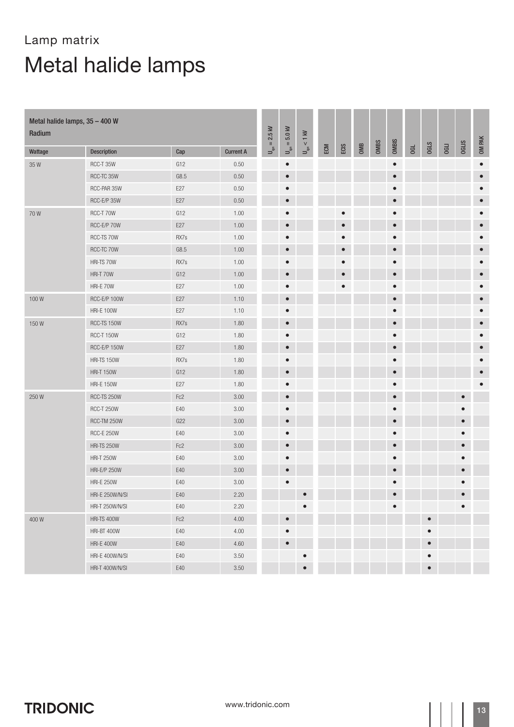Lamp matrix

# Metal halide lamps

| Metal halide lamps, 35 – 400 W<br>Radium | | | | | | | | | | | | | | | | | |
|---|---|---|---|---|---|---|---|---|---|---|---|---|---|---|---|---|---|
| Wattage | Description | Cap | Current A | $U_{ign} = 2.5$ kV | $U_{ign} = 5.0$ kV | $U_{ign} < 1$ kV | ECM | ECIS | OMB | OMBS | OMBIS | OGL | OGLS | OGLI | OGLIS | OM PAK |
| 35 W | RCC-T 35W | G12 | 0.50 | | ● | | | | | | ● | | | | | ● |
| | RCC-TC 35W | G8.5 | 0.50 | | ● | | | | | | ● | | | | | ● |
| | RCC-PAR 35W | E27 | 0.50 | | ● | | | | | | ● | | | | | ● |
| | RCC-E/P 35W | E27 | 0.50 | | ● | | | | | | ● | | | | | ● |
| 70 W | RCC-T 70W | G12 | 1.00 | | ● | | | ● | | | ● | | | | | ● |
| | RCC-E/P 70W | E27 | 1.00 | | ● | | | ● | | | ● | | | | | ● |
| | RCC-TS 70W | RX7s | 1.00 | | ● | | | ● | | | ● | | | | | ● |
| | RCC-TC 70W | G8.5 | 1.00 | | ● | | | ● | | | ● | | | | | ● |
| | HRI-TS 70W | RX7s | 1.00 | | ● | | | ● | | | ● | | | | | ● |
| | HRI-T 70W | G12 | 1.00 | | ● | | | ● | | | ● | | | | | ● |
| | HRI-E 70W | E27 | 1.00 | | ● | | | ● | | | ● | | | | | ● |
| 100 W | RCC-E/P 100W | E27 | 1.10 | | ● | | | | | | ● | | | | | ● |
| | HRI-E 100W | E27 | 1.10 | | ● | | | | | | ● | | | | | ● |
| 150 W | RCC-TS 150W | RX7s | 1.80 | | ● | | | | | | ● | | | | | ● |
| | RCC-T 150W | G12 | 1.80 | | ● | | | | | | ● | | | | | ● |
| | RCC-E/P 150W | E27 | 1.80 | | ● | | | | | | ● | | | | | ● |
| | HRI-TS 150W | RX7s | 1.80 | | ● | | | | | | ● | | | | | ● |
| | HRI-T 150W | G12 | 1.80 | | ● | | | | | | ● | | | | | ● |
| | HRI-E 150W | E27 | 1.80 | | ● | | | | | | ● | | | | | ● |
| 250 W | RCC-TS 250W | Fc2 | 3.00 | | ● | | | | | | ● | | | | ● | |
| | RCC-T 250W | E40 | 3.00 | | ● | | | | | | ● | | | | ● | |
| | RCC-TM 250W | G22 | 3.00 | | ● | | | | | | ● | | | | ● | |
| | RCC-E 250W | E40 | 3.00 | | ● | | | | | | ● | | | | ● | |
| | HRI-TS 250W | Fc2 | 3.00 | | ● | | | | | | ● | | | | ● | |
| | HRI-T 250W | E40 | 3.00 | | ● | | | | | | ● | | | | ● | |
| | HRI-E/P 250W | E40 | 3.00 | | ● | | | | | | ● | | | | ● | |
| | HRI-E 250W | E40 | 3.00 | | ● | | | | | | ● | | | | ● | |
| | HRI-E 250W/N/SI | E40 | 2.20 | | | ● | | | | | ● | | | | ● | |
| | HRI-T 250W/N/SI | E40 | 2.20 | | | ● | | | | | ● | | | | ● | |
| 400 W | HRI-TS 400W | Fc2 | 4.00 | | ● | | | | | | | | ● | | | |
| | HRI-BT 400W | E40 | 4.00 | | ● | | | | | | | | ● | | | |
| | HRI-E 400W | E40 | 4.60 | | ● | | | | | | | | ● | | | |
| | HRI-E 400W/N/SI | E40 | 3.50 | | | ● | | | | | | | ● | | | |
| | HRI-T 400W/N/SI | E40 | 3.50 | | | ● | | | | | | | ● | | | |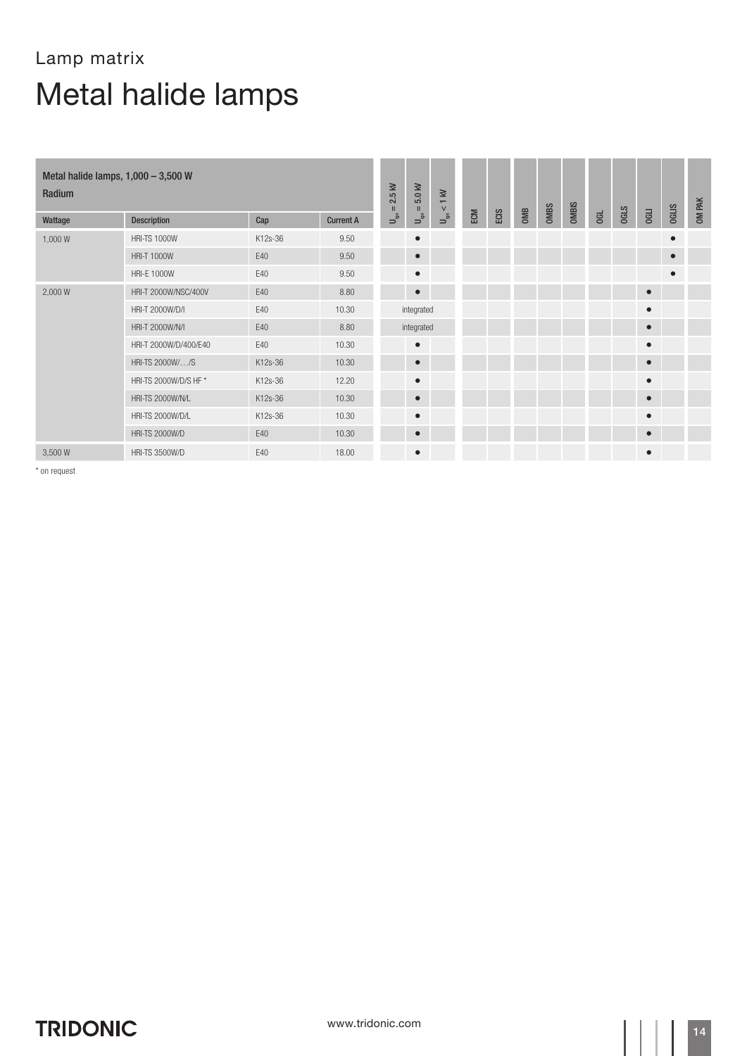Lamp matrix

# Metal halide lamps

| Metal halide lamps, 1,000 – 3,500 W Radium | | | | $U_{ign}$ = 2.5 kV | $U_{ign}$ = 5.0 kV | $U_{ign}$ < 1 kV | ECM | ECIS | OMB | OMBS | OMBIS | OGL | OGLS | OGLI | OGLIS | OM PAK |
|---|---|---|---|---|---|---|---|---|---|---|---|---|---|---|---|---|
| Wattage | Description | Cap | Current A | | | | | | | | | | | | | |
| 1,000 W | HRI-TS 1000W | K12s-36 | 9.50 | | ● | | | | | | | | | | ● | |
| | HRI-T 1000W | E40 | 9.50 | | ● | | | | | | | | | | ● | |
| | HRI-E 1000W | E40 | 9.50 | | ● | | | | | | | | | | ● | |
| 2,000 W | HRI-T 2000W/NSC/400V | E40 | 8.80 | | ● | | | | | | | | | ● | | |
| | HRI-T 2000W/D/I | E40 | 10.30 | | integrated | | | | | | | | | ● | | |
| | HRI-T 2000W/N/I | E40 | 8.80 | | integrated | | | | | | | | | ● | | |
| | HRI-T 2000W/D/400/E40 | E40 | 10.30 | | ● | | | | | | | | | ● | | |
| | HRI-TS 2000W/…/S | K12s-36 | 10.30 | | ● | | | | | | | | | ● | | |
| | HRI-TS 2000W/D/S HF * | K12s-36 | 12.20 | | ● | | | | | | | | | ● | | |
| | HRI-TS 2000W/N/L | K12s-36 | 10.30 | | ● | | | | | | | | | ● | | |
| | HRI-TS 2000W/D/L | K12s-36 | 10.30 | | ● | | | | | | | | | ● | | |
| | HRI-TS 2000W/D | E40 | 10.30 | | ● | | | | | | | | | ● | | |
| 3,500 W | HRI-TS 3500W/D | E40 | 18.00 | | ● | | | | | | | | | ● | | |

* on request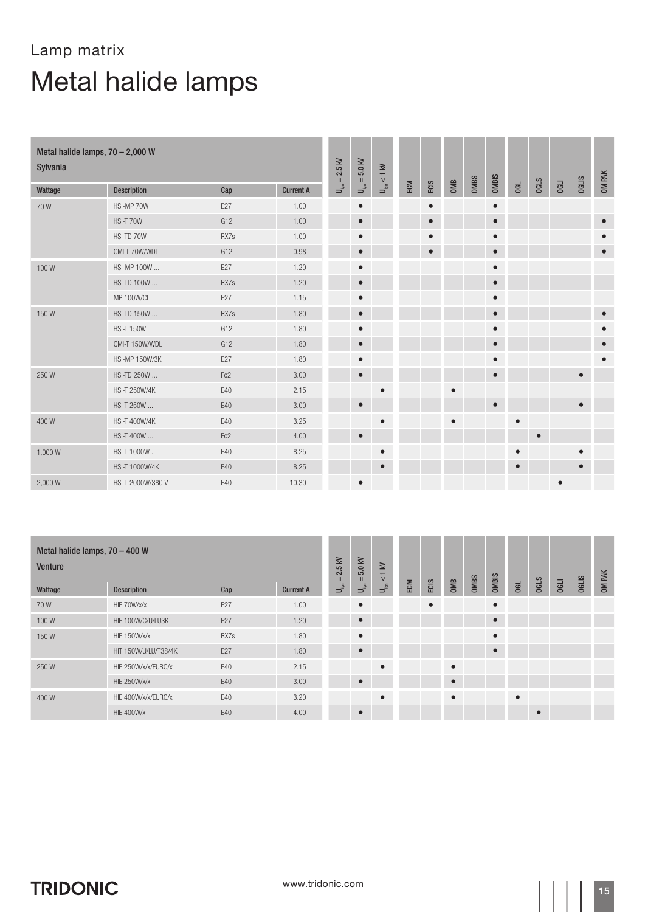Lamp matrix

# Metal halide lamps

| Metal halide lamps, 70 – 2,000 W Sylvania | | | | | | | | | | | | | | | | | |
|---|---|---|---|---|---|---|---|---|---|---|---|---|---|---|---|---|---|
| Wattage | Description | Cap | Current A | $U_{ign} = 2.5$ kV | $U_{ign} = 5.0$ kV | $U_{ign} < 1$ kV | ECM | ECIS | OMB | OMBS | OMBIS | OGL | OGLS | OGLI | OGLIS | OM PAK |
| 70 W | HSI-MP 70W | E27 | 1.00 | | ● | | | ● | | | ● | | | | | |
| | HSI-T 70W | G12 | 1.00 | | ● | | | ● | | | ● | | | | | ● |
| | HSI-TD 70W | RX7s | 1.00 | | ● | | | ● | | | ● | | | | | ● |
| | CMI-T 70W/WDL | G12 | 0.98 | | ● | | | ● | | | ● | | | | | ● |
| 100 W | HSI-MP 100W ... | E27 | 1.20 | | ● | | | | | | ● | | | | | |
| | HSI-TD 100W ... | RX7s | 1.20 | | ● | | | | | | ● | | | | | |
| | MP 100W/CL | E27 | 1.15 | | ● | | | | | | ● | | | | | |
| 150 W | HSI-TD 150W ... | RX7s | 1.80 | | ● | | | | | | ● | | | | | ● |
| | HSI-T 150W | G12 | 1.80 | | ● | | | | | | ● | | | | | ● |
| | CMI-T 150W/WDL | G12 | 1.80 | | ● | | | | | | ● | | | | | ● |
| | HSI-MP 150W/3K | E27 | 1.80 | | ● | | | | | | ● | | | | | ● |
| 250 W | HSI-TD 250W ... | Fc2 | 3.00 | | ● | | | | | | ● | | | | ● | |
| | HSI-T 250W/4K | E40 | 2.15 | | | ● | | | ● | | | | | | | |
| | HSI-T 250W ... | E40 | 3.00 | | ● | | | | | | ● | | | | ● | |
| 400 W | HSI-T 400W/4K | E40 | 3.25 | | | ● | | | ● | | | ● | | | | |
| | HSI-T 400W ... | Fc2 | 4.00 | | ● | | | | | | | | ● | | | |
| 1,000 W | HSI-T 1000W ... | E40 | 8.25 | | | ● | | | | | | ● | | | ● | |
| | HSI-T 1000W/4K | E40 | 8.25 | | | ● | | | | | | ● | | | ● | |
| 2,000 W | HSI-T 2000W/380 V | E40 | 10.30 | | ● | | | | | | | | | ● | | |

| Metal halide lamps, 70 – 400 W Venture | | | | | | | | | | | | | | | | | |
|---|---|---|---|---|---|---|---|---|---|---|---|---|---|---|---|---|---|
| Wattage | Description | Cap | Current A | $U_{ign} = 2.5$ kV | $U_{ign} = 5.0$ kV | $U_{ign} < 1$ kV | ECM | ECIS | OMB | OMBS | OMBIS | OGL | OGLS | OGLI | OGLIS | OM PAK |
| 70 W | HIE 70W/x/x | E27 | 1.00 | | ● | | | ● | | | ● | | | | | |
| 100 W | HIE 100W/C/U/LU3K | E27 | 1.20 | | ● | | | | | | ● | | | | | |
| 150 W | HIE 150W/x/x | RX7s | 1.80 | | ● | | | | | | ● | | | | | |
| | HIT 150W/U/LU/T38/4K | E27 | 1.80 | | ● | | | | | | ● | | | | | |
| 250 W | HIE 250W/x/x/EURO/x | E40 | 2.15 | | | ● | | | ● | | | | | | | |
| | HIE 250W/x/x | E40 | 3.00 | | ● | | | | ● | | | | | | | |
| 400 W | HIE 400W/x/x/EURO/x | E40 | 3.20 | | | ● | | | ● | | | ● | | | | |
| | HIE 400W/x | E40 | 4.00 | | ● | | | | | | | | ● | | | |

TRIDONIC

www.tridonic.com